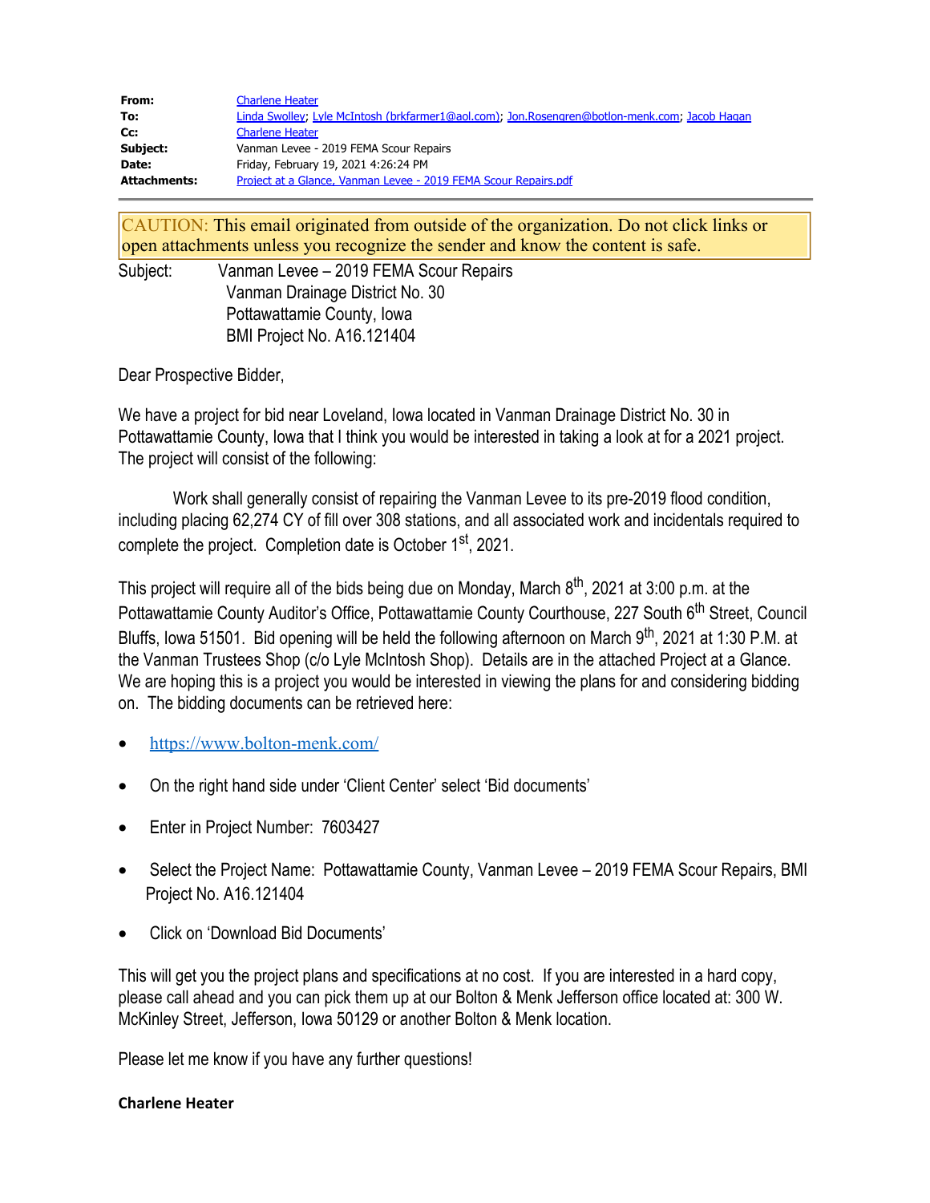| | |
|---|---|
| **From:** | Charlene Heater |
| **To:** | Linda Swolley; Lyle McIntosh (brkfarmer1@aol.com); Jon.Rosengren@botlon-menk.com; Jacob Hagan |
| **Cc:** | Charlene Heater |
| **Subject:** | Vanman Levee - 2019 FEMA Scour Repairs |
| **Date:** | Friday, February 19, 2021 4:26:24 PM |
| **Attachments:** | Project at a Glance, Vanman Levee - 2019 FEMA Scour Repairs.pdf |

CAUTION: This email originated from outside of the organization. Do not click links or open attachments unless you recognize the sender and know the content is safe.

Subject: Vanman Levee – 2019 FEMA Scour Repairs
Vanman Drainage District No. 30
Pottawattamie County, Iowa
BMI Project No. A16.121404

Dear Prospective Bidder,

We have a project for bid near Loveland, Iowa located in Vanman Drainage District No. 30 in Pottawattamie County, Iowa that I think you would be interested in taking a look at for a 2021 project. The project will consist of the following:

Work shall generally consist of repairing the Vanman Levee to its pre-2019 flood condition, including placing 62,274 CY of fill over 308 stations, and all associated work and incidentals required to complete the project. Completion date is October 1st, 2021.

This project will require all of the bids being due on Monday, March 8th, 2021 at 3:00 p.m. at the Pottawattamie County Auditor's Office, Pottawattamie County Courthouse, 227 South 6th Street, Council Bluffs, Iowa 51501. Bid opening will be held the following afternoon on March 9th, 2021 at 1:30 P.M. at the Vanman Trustees Shop (c/o Lyle McIntosh Shop). Details are in the attached Project at a Glance. We are hoping this is a project you would be interested in viewing the plans for and considering bidding on. The bidding documents can be retrieved here:

- https://www.bolton-menk.com/
- On the right hand side under 'Client Center' select 'Bid documents'
- Enter in Project Number: 7603427
- Select the Project Name: Pottawattamie County, Vanman Levee – 2019 FEMA Scour Repairs, BMI Project No. A16.121404
- Click on 'Download Bid Documents'

This will get you the project plans and specifications at no cost. If you are interested in a hard copy, please call ahead and you can pick them up at our Bolton & Menk Jefferson office located at: 300 W. McKinley Street, Jefferson, Iowa 50129 or another Bolton & Menk location.

Please let me know if you have any further questions!

**Charlene Heater**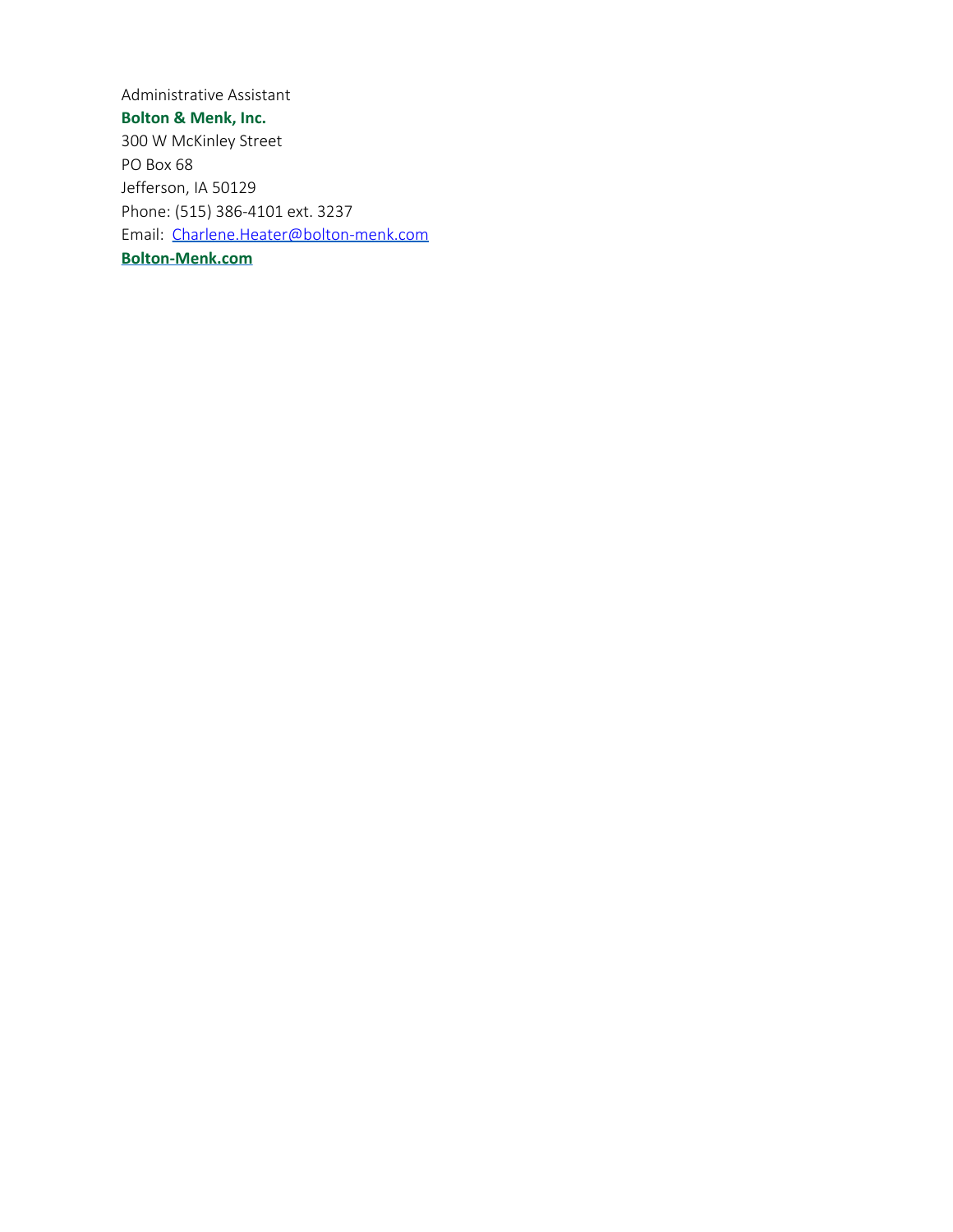Administrative Assistant
**Bolton & Menk, Inc.**
300 W McKinley Street
PO Box 68
Jefferson, IA 50129
Phone: (515) 386-4101 ext. 3237
Email: Charlene.Heater@bolton-menk.com
**Bolton-Menk.com**